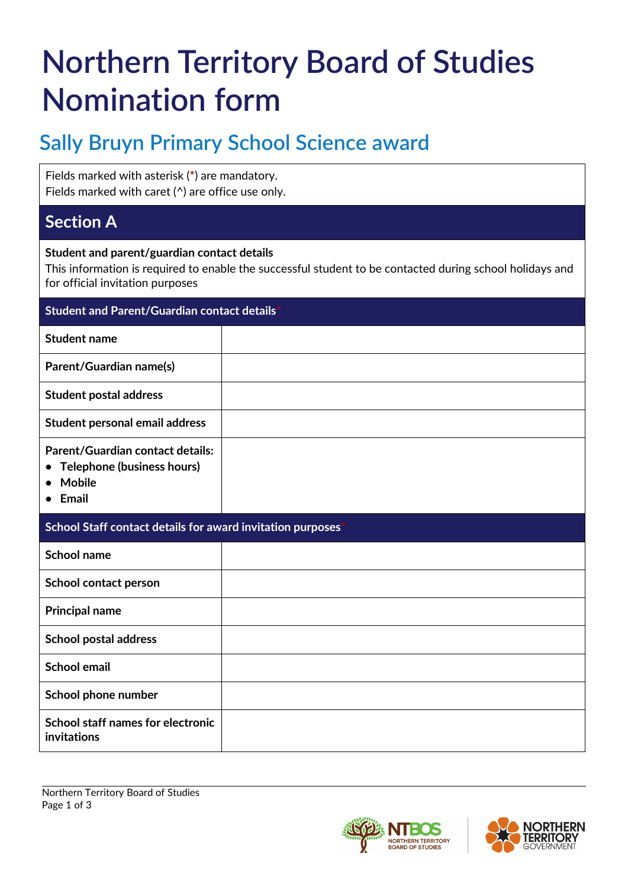# Northern Territory Board of Studies Nomination form

## Sally Bruyn Primary School Science award

Fields marked with asterisk (*) are mandatory.
Fields marked with caret (^) are office use only.

## Section A

**Student and parent/guardian contact details**
This information is required to enable the successful student to be contacted during school holidays and for official invitation purposes

| Student and Parent/Guardian contact details* | |
|---|---|
| **Student name** | |
| **Parent/Guardian name(s)** | |
| **Student postal address** | |
| **Student personal email address** | |
| **Parent/Guardian contact details:** • **Telephone (business hours)** • **Mobile** • **Email** | |

| School Staff contact details for award invitation purposes* | |
|---|---|
| **School name** | |
| **School contact person** | |
| **Principal name** | |
| **School postal address** | |
| **School email** | |
| **School phone number** | |
| **School staff names for electronic invitations** | |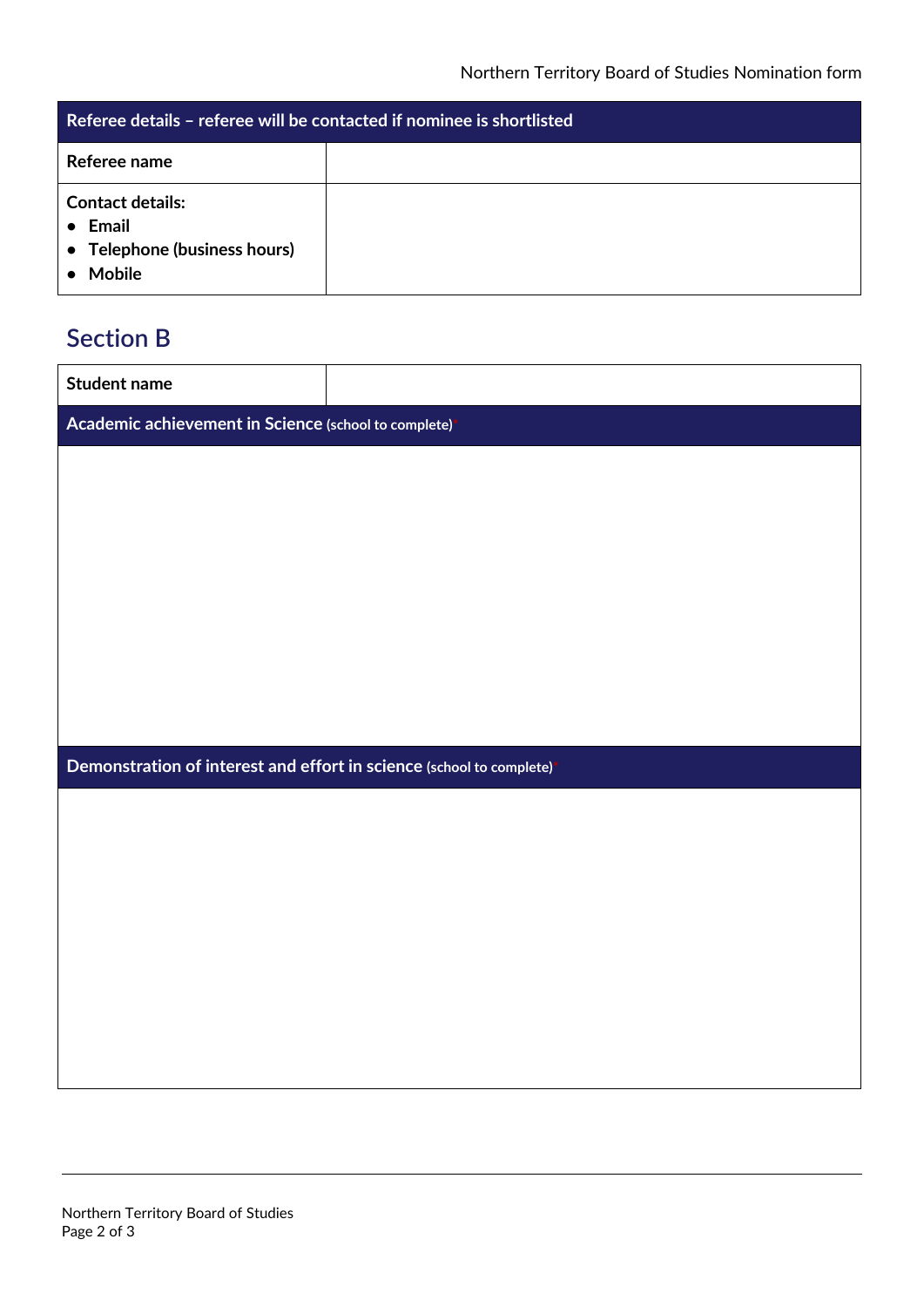| Referee details – referee will be contacted if nominee is shortlisted | |
|---|---|
| **Referee name** | |
| **Contact details:**<br>• Email<br>• Telephone (business hours)<br>• Mobile | |

## Section B

| **Student name** | |
|---|---|
| **Academic achievement in Science** (school to complete)* | |
| | |
| **Demonstration of interest and effort in science** (school to complete)* | |
| | |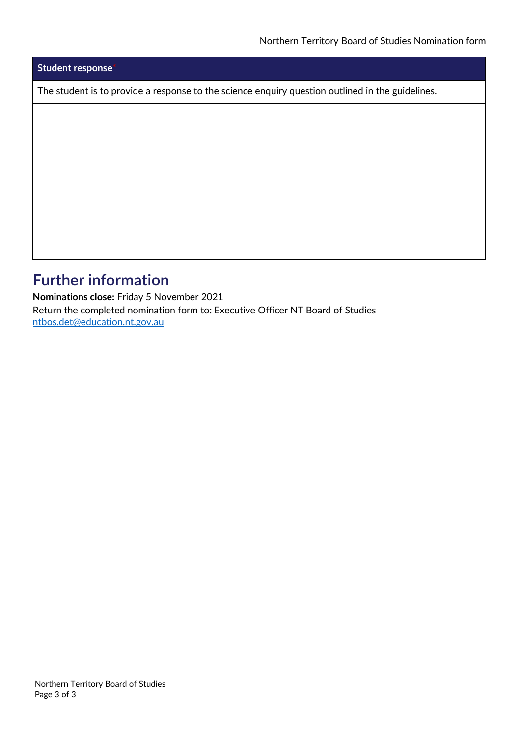| Student response* |
| --- |
| The student is to provide a response to the science enquiry question outlined in the guidelines. |
| |

## Further information

**Nominations close:** Friday 5 November 2021

Return the completed nomination form to: Executive Officer NT Board of Studies
[ntbos.det@education.nt.gov.au](mailto:ntbos.det@education.nt.gov.au)